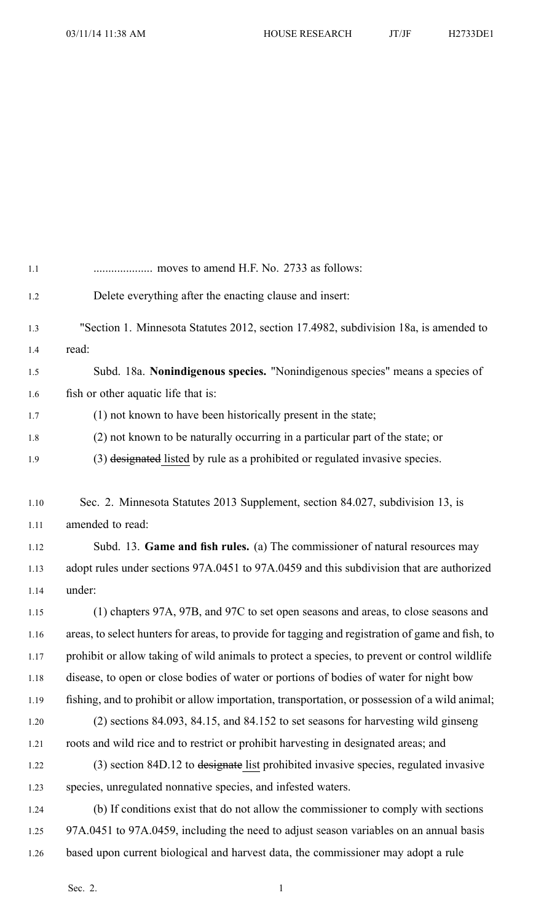.................... moves to amend H.F. No. 2733 as follows:

Delete everything after the enacting clause and insert:

"Section 1. Minnesota Statutes 2012, section 17.4982, subdivision 18a, is amended to read:

Subd. 18a. **Nonindigenous species.** "Nonindigenous species" means a species of fish or other aquatic life that is:

(1) not known to have been historically present in the state;

(2) not known to be naturally occurring in a particular part of the state; or

(3) ~~designated~~ listed by rule as a prohibited or regulated invasive species.

Sec. 2. Minnesota Statutes 2013 Supplement, section 84.027, subdivision 13, is amended to read:

Subd. 13. **Game and fish rules.** (a) The commissioner of natural resources may adopt rules under sections 97A.0451 to 97A.0459 and this subdivision that are authorized under:

(1) chapters 97A, 97B, and 97C to set open seasons and areas, to close seasons and areas, to select hunters for areas, to provide for tagging and registration of game and fish, to prohibit or allow taking of wild animals to protect a species, to prevent or control wildlife disease, to open or close bodies of water or portions of bodies of water for night bow fishing, and to prohibit or allow importation, transportation, or possession of a wild animal;

(2) sections 84.093, 84.15, and 84.152 to set seasons for harvesting wild ginseng roots and wild rice and to restrict or prohibit harvesting in designated areas; and

(3) section 84D.12 to ~~designate~~ list prohibited invasive species, regulated invasive species, unregulated nonnative species, and infested waters.

(b) If conditions exist that do not allow the commissioner to comply with sections 97A.0451 to 97A.0459, including the need to adjust season variables on an annual basis based upon current biological and harvest data, the commissioner may adopt a rule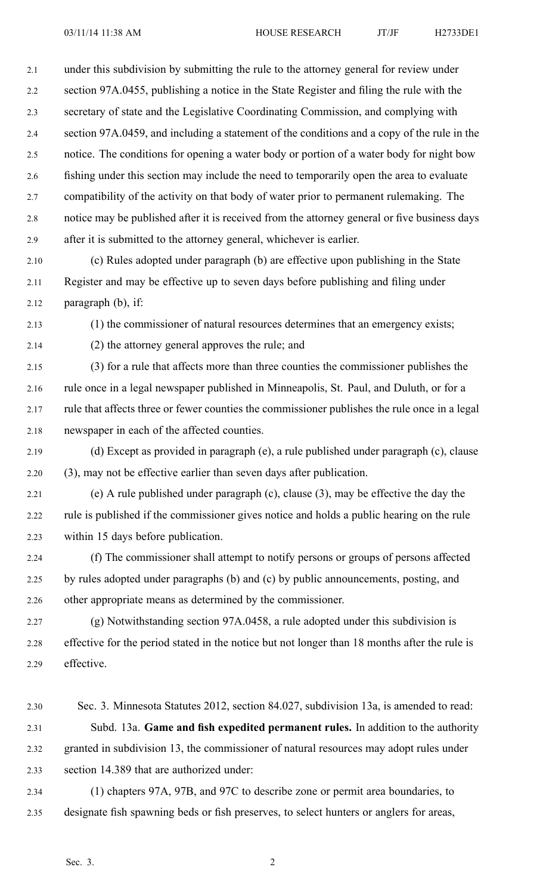under this subdivision by submitting the rule to the attorney general for review under section 97A.0455, publishing a notice in the State Register and filing the rule with the secretary of state and the Legislative Coordinating Commission, and complying with section 97A.0459, and including a statement of the conditions and a copy of the rule in the notice. The conditions for opening a water body or portion of a water body for night bow fishing under this section may include the need to temporarily open the area to evaluate compatibility of the activity on that body of water prior to permanent rulemaking. The notice may be published after it is received from the attorney general or five business days after it is submitted to the attorney general, whichever is earlier.

(c) Rules adopted under paragraph (b) are effective upon publishing in the State Register and may be effective up to seven days before publishing and filing under paragraph (b), if:

(1) the commissioner of natural resources determines that an emergency exists;

(2) the attorney general approves the rule; and

(3) for a rule that affects more than three counties the commissioner publishes the rule once in a legal newspaper published in Minneapolis, St. Paul, and Duluth, or for a rule that affects three or fewer counties the commissioner publishes the rule once in a legal newspaper in each of the affected counties.

(d) Except as provided in paragraph (e), a rule published under paragraph (c), clause (3), may not be effective earlier than seven days after publication.

(e) A rule published under paragraph (c), clause (3), may be effective the day the rule is published if the commissioner gives notice and holds a public hearing on the rule within 15 days before publication.

(f) The commissioner shall attempt to notify persons or groups of persons affected by rules adopted under paragraphs (b) and (c) by public announcements, posting, and other appropriate means as determined by the commissioner.

(g) Notwithstanding section 97A.0458, a rule adopted under this subdivision is effective for the period stated in the notice but not longer than 18 months after the rule is effective.

Sec. 3. Minnesota Statutes 2012, section 84.027, subdivision 13a, is amended to read:

Subd. 13a. **Game and fish expedited permanent rules.** In addition to the authority granted in subdivision 13, the commissioner of natural resources may adopt rules under section 14.389 that are authorized under:

(1) chapters 97A, 97B, and 97C to describe zone or permit area boundaries, to designate fish spawning beds or fish preserves, to select hunters or anglers for areas,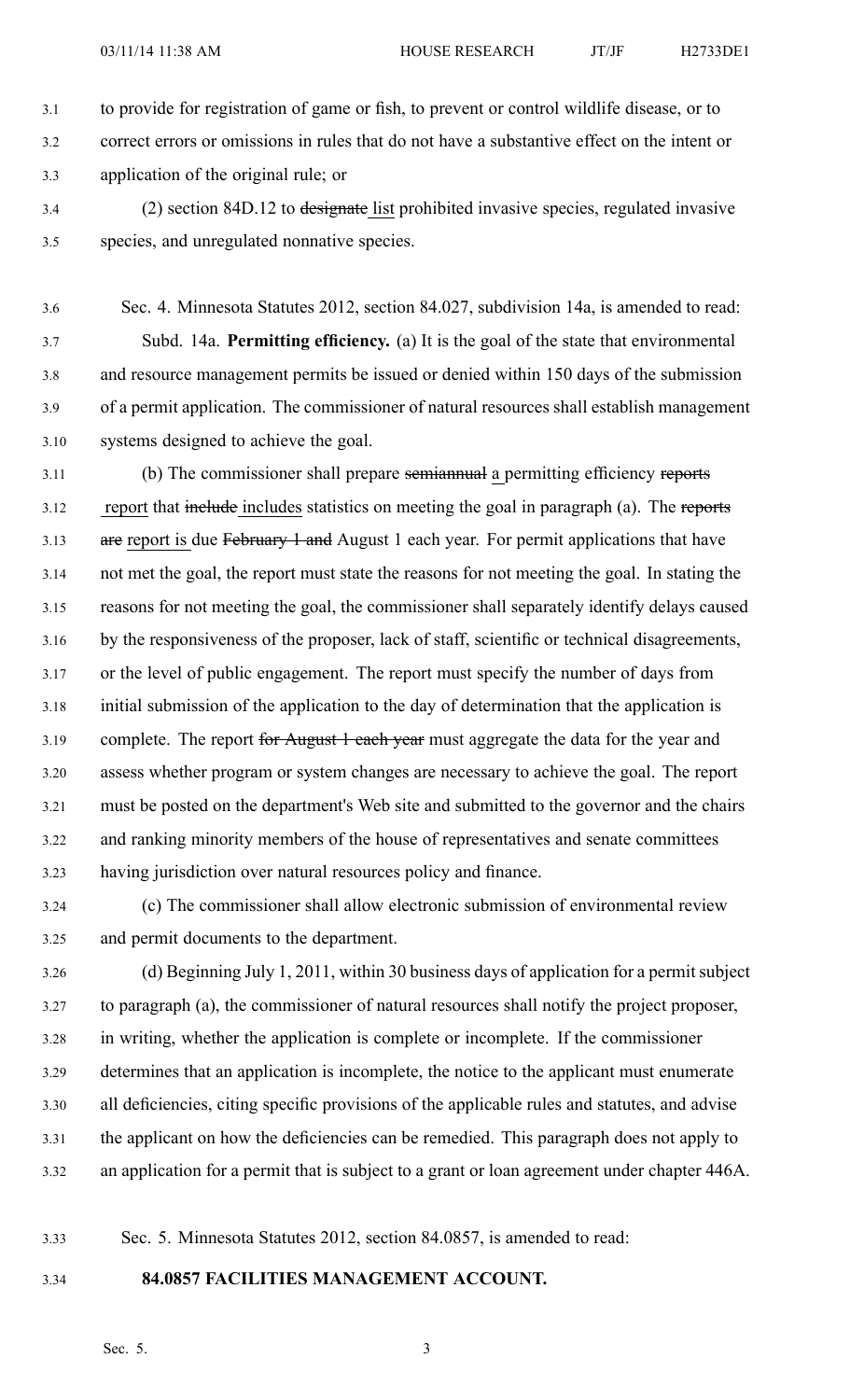to provide for registration of game or fish, to prevent or control wildlife disease, or to correct errors or omissions in rules that do not have a substantive effect on the intent or application of the original rule; or

(2) section 84D.12 to ~~designate~~ list prohibited invasive species, regulated invasive species, and unregulated nonnative species.

Sec. 4. Minnesota Statutes 2012, section 84.027, subdivision 14a, is amended to read:

Subd. 14a. **Permitting efficiency.** (a) It is the goal of the state that environmental and resource management permits be issued or denied within 150 days of the submission of a permit application. The commissioner of natural resources shall establish management systems designed to achieve the goal.

(b) The commissioner shall prepare ~~semiannual~~ a permitting efficiency ~~reports~~ report that ~~include~~ includes statistics on meeting the goal in paragraph (a). The ~~reports are~~ report is due ~~February 1 and~~ August 1 each year. For permit applications that have not met the goal, the report must state the reasons for not meeting the goal. In stating the reasons for not meeting the goal, the commissioner shall separately identify delays caused by the responsiveness of the proposer, lack of staff, scientific or technical disagreements, or the level of public engagement. The report must specify the number of days from initial submission of the application to the day of determination that the application is complete. The report ~~for August 1 each year~~ must aggregate the data for the year and assess whether program or system changes are necessary to achieve the goal. The report must be posted on the department's Web site and submitted to the governor and the chairs and ranking minority members of the house of representatives and senate committees having jurisdiction over natural resources policy and finance.

(c) The commissioner shall allow electronic submission of environmental review and permit documents to the department.

(d) Beginning July 1, 2011, within 30 business days of application for a permit subject to paragraph (a), the commissioner of natural resources shall notify the project proposer, in writing, whether the application is complete or incomplete. If the commissioner determines that an application is incomplete, the notice to the applicant must enumerate all deficiencies, citing specific provisions of the applicable rules and statutes, and advise the applicant on how the deficiencies can be remedied. This paragraph does not apply to an application for a permit that is subject to a grant or loan agreement under chapter 446A.

Sec. 5. Minnesota Statutes 2012, section 84.0857, is amended to read:

**84.0857 FACILITIES MANAGEMENT ACCOUNT.**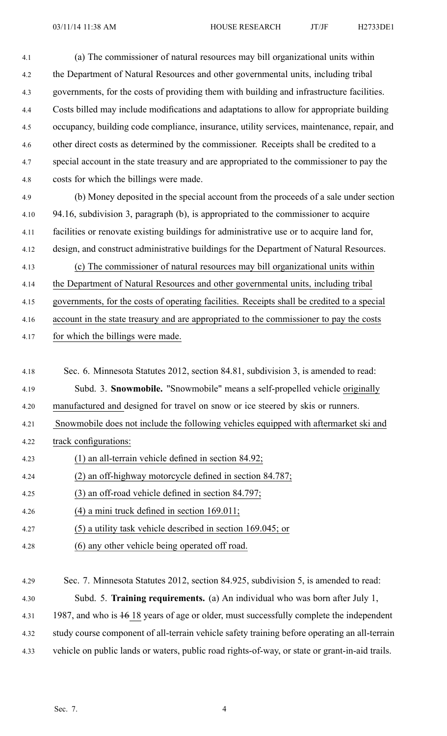(a) The commissioner of natural resources may bill organizational units within the Department of Natural Resources and other governmental units, including tribal governments, for the costs of providing them with building and infrastructure facilities. Costs billed may include modifications and adaptations to allow for appropriate building occupancy, building code compliance, insurance, utility services, maintenance, repair, and other direct costs as determined by the commissioner. Receipts shall be credited to a special account in the state treasury and are appropriated to the commissioner to pay the costs for which the billings were made.

(b) Money deposited in the special account from the proceeds of a sale under section 94.16, subdivision 3, paragraph (b), is appropriated to the commissioner to acquire facilities or renovate existing buildings for administrative use or to acquire land for, design, and construct administrative buildings for the Department of Natural Resources.

(c) The commissioner of natural resources may bill organizational units within the Department of Natural Resources and other governmental units, including tribal governments, for the costs of operating facilities. Receipts shall be credited to a special account in the state treasury and are appropriated to the commissioner to pay the costs for which the billings were made.

Sec. 6. Minnesota Statutes 2012, section 84.81, subdivision 3, is amended to read:

Subd. 3. **Snowmobile.** "Snowmobile" means a self-propelled vehicle originally manufactured and designed for travel on snow or ice steered by skis or runners. Snowmobile does not include the following vehicles equipped with aftermarket ski and track configurations:

(1) an all-terrain vehicle defined in section 84.92;

(2) an off-highway motorcycle defined in section 84.787;

(3) an off-road vehicle defined in section 84.797;

(4) a mini truck defined in section 169.011;

(5) a utility task vehicle described in section 169.045; or

(6) any other vehicle being operated off road.

Sec. 7. Minnesota Statutes 2012, section 84.925, subdivision 5, is amended to read:

Subd. 5. **Training requirements.** (a) An individual who was born after July 1, 1987, and who is ~~16~~ 18 years of age or older, must successfully complete the independent study course component of all-terrain vehicle safety training before operating an all-terrain vehicle on public lands or waters, public road rights-of-way, or state or grant-in-aid trails.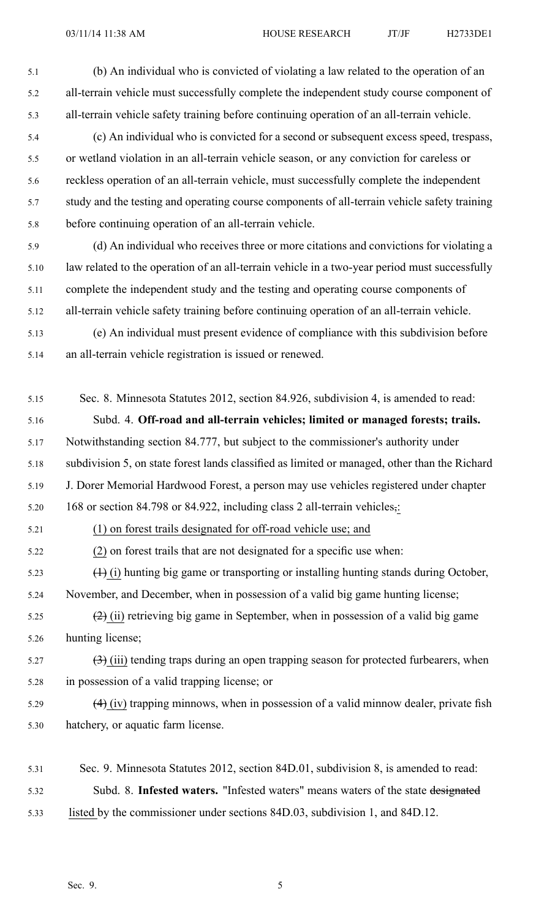(b) An individual who is convicted of violating a law related to the operation of an all-terrain vehicle must successfully complete the independent study course component of all-terrain vehicle safety training before continuing operation of an all-terrain vehicle.

(c) An individual who is convicted for a second or subsequent excess speed, trespass, or wetland violation in an all-terrain vehicle season, or any conviction for careless or reckless operation of an all-terrain vehicle, must successfully complete the independent study and the testing and operating course components of all-terrain vehicle safety training before continuing operation of an all-terrain vehicle.

(d) An individual who receives three or more citations and convictions for violating a law related to the operation of an all-terrain vehicle in a two-year period must successfully complete the independent study and the testing and operating course components of all-terrain vehicle safety training before continuing operation of an all-terrain vehicle.

(e) An individual must present evidence of compliance with this subdivision before an all-terrain vehicle registration is issued or renewed.

Sec. 8. Minnesota Statutes 2012, section 84.926, subdivision 4, is amended to read:

Subd. 4. **Off-road and all-terrain vehicles; limited or managed forests; trails.** Notwithstanding section 84.777, but subject to the commissioner's authority under subdivision 5, on state forest lands classified as limited or managed, other than the Richard J. Dorer Memorial Hardwood Forest, a person may use vehicles registered under chapter 168 or section 84.798 or 84.922, including class 2 all-terrain vehicles,:

(1) on forest trails designated for off-road vehicle use; and

(2) on forest trails that are not designated for a specific use when:

(1) (i) hunting big game or transporting or installing hunting stands during October, November, and December, when in possession of a valid big game hunting license;

(2) (ii) retrieving big game in September, when in possession of a valid big game hunting license;

(3) (iii) tending traps during an open trapping season for protected furbearers, when in possession of a valid trapping license; or

(4) (iv) trapping minnows, when in possession of a valid minnow dealer, private fish hatchery, or aquatic farm license.

Sec. 9. Minnesota Statutes 2012, section 84D.01, subdivision 8, is amended to read:

Subd. 8. **Infested waters.** "Infested waters" means waters of the state designated listed by the commissioner under sections 84D.03, subdivision 1, and 84D.12.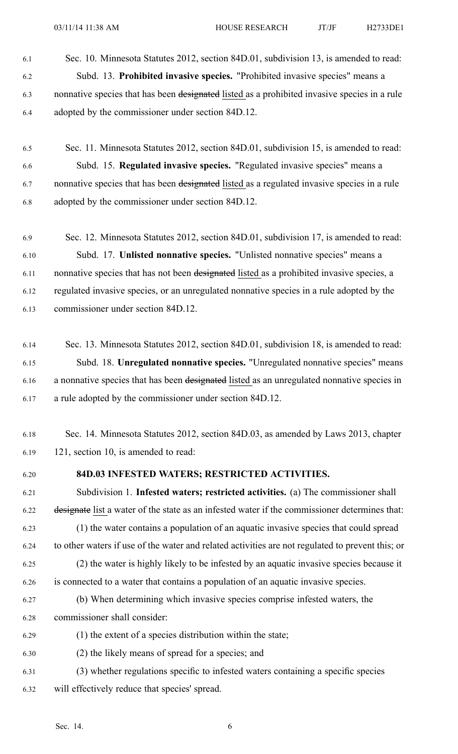Sec. 10. Minnesota Statutes 2012, section 84D.01, subdivision 13, is amended to read:

Subd. 13. **Prohibited invasive species.** "Prohibited invasive species" means a nonnative species that has been ~~designated~~ listed as a prohibited invasive species in a rule adopted by the commissioner under section 84D.12.

Sec. 11. Minnesota Statutes 2012, section 84D.01, subdivision 15, is amended to read:

Subd. 15. **Regulated invasive species.** "Regulated invasive species" means a nonnative species that has been ~~designated~~ listed as a regulated invasive species in a rule adopted by the commissioner under section 84D.12.

Sec. 12. Minnesota Statutes 2012, section 84D.01, subdivision 17, is amended to read:

Subd. 17. **Unlisted nonnative species.** "Unlisted nonnative species" means a nonnative species that has not been ~~designated~~ listed as a prohibited invasive species, a regulated invasive species, or an unregulated nonnative species in a rule adopted by the commissioner under section 84D.12.

Sec. 13. Minnesota Statutes 2012, section 84D.01, subdivision 18, is amended to read:

Subd. 18. **Unregulated nonnative species.** "Unregulated nonnative species" means a nonnative species that has been ~~designated~~ listed as an unregulated nonnative species in a rule adopted by the commissioner under section 84D.12.

Sec. 14. Minnesota Statutes 2012, section 84D.03, as amended by Laws 2013, chapter 121, section 10, is amended to read:

**84D.03 INFESTED WATERS; RESTRICTED ACTIVITIES.**

Subdivision 1. **Infested waters; restricted activities.** (a) The commissioner shall ~~designate~~ list a water of the state as an infested water if the commissioner determines that:

(1) the water contains a population of an aquatic invasive species that could spread to other waters if use of the water and related activities are not regulated to prevent this; or

(2) the water is highly likely to be infested by an aquatic invasive species because it is connected to a water that contains a population of an aquatic invasive species.

(b) When determining which invasive species comprise infested waters, the commissioner shall consider:

(1) the extent of a species distribution within the state;

(2) the likely means of spread for a species; and

(3) whether regulations specific to infested waters containing a specific species will effectively reduce that species' spread.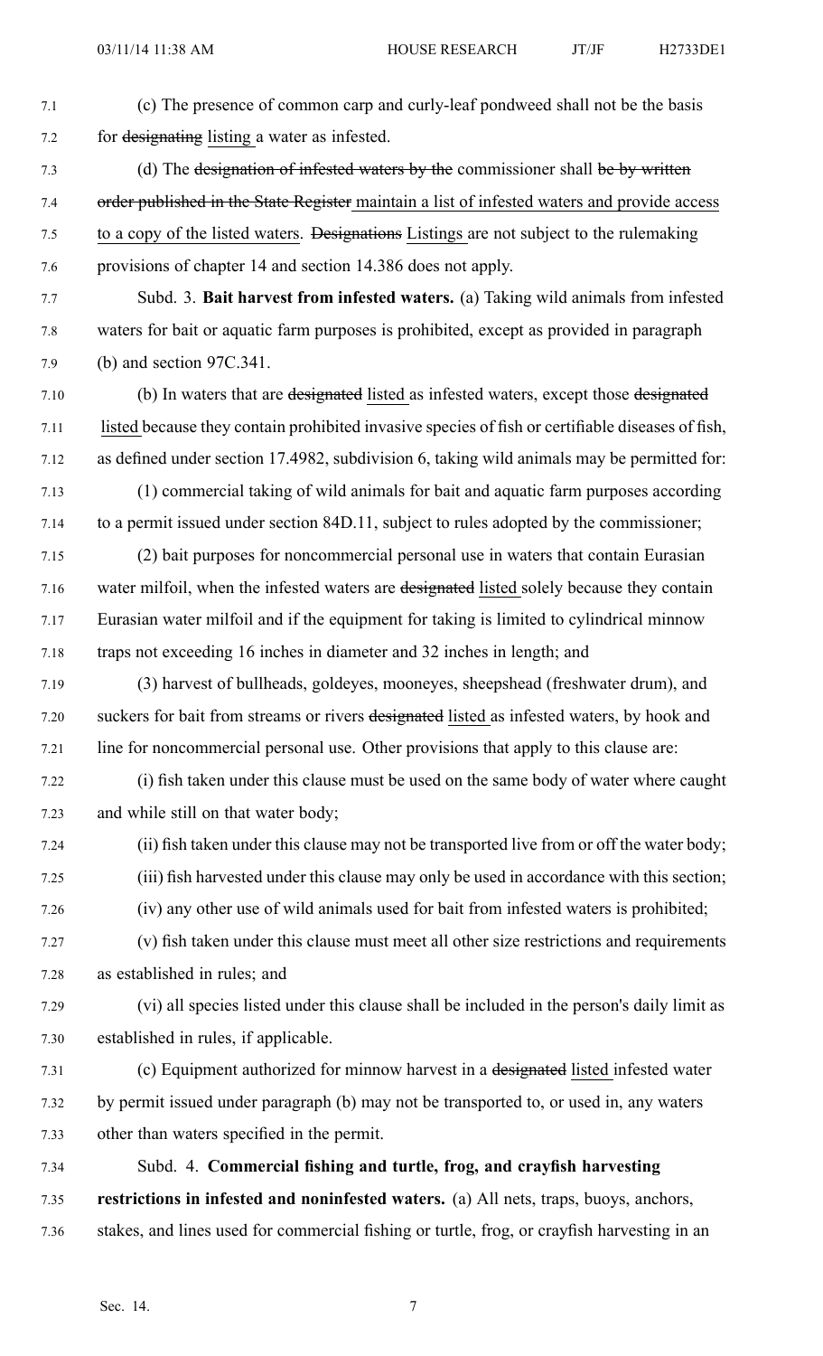(c) The presence of common carp and curly-leaf pondweed shall not be the basis for ~~designating~~ <u>listing</u> a water as infested.

(d) The ~~designation of infested waters by the~~ commissioner shall ~~be by written order published in the State Register~~ <u>maintain a list of infested waters and provide access to a copy of the listed waters</u>. ~~Designations~~ <u>Listings</u> are not subject to the rulemaking provisions of chapter 14 and section 14.386 does not apply.

Subd. 3. **Bait harvest from infested waters.** (a) Taking wild animals from infested waters for bait or aquatic farm purposes is prohibited, except as provided in paragraph (b) and section 97C.341.

(b) In waters that are ~~designated~~ <u>listed</u> as infested waters, except those ~~designated~~ <u>listed</u> because they contain prohibited invasive species of fish or certifiable diseases of fish, as defined under section 17.4982, subdivision 6, taking wild animals may be permitted for:

(1) commercial taking of wild animals for bait and aquatic farm purposes according to a permit issued under section 84D.11, subject to rules adopted by the commissioner;

(2) bait purposes for noncommercial personal use in waters that contain Eurasian water milfoil, when the infested waters are ~~designated~~ <u>listed</u> solely because they contain Eurasian water milfoil and if the equipment for taking is limited to cylindrical minnow traps not exceeding 16 inches in diameter and 32 inches in length; and

(3) harvest of bullheads, goldeyes, mooneyes, sheepshead (freshwater drum), and suckers for bait from streams or rivers ~~designated~~ <u>listed</u> as infested waters, by hook and line for noncommercial personal use. Other provisions that apply to this clause are:

(i) fish taken under this clause must be used on the same body of water where caught and while still on that water body;

(ii) fish taken under this clause may not be transported live from or off the water body;

(iii) fish harvested under this clause may only be used in accordance with this section;

(iv) any other use of wild animals used for bait from infested waters is prohibited;

(v) fish taken under this clause must meet all other size restrictions and requirements as established in rules; and

(vi) all species listed under this clause shall be included in the person's daily limit as established in rules, if applicable.

(c) Equipment authorized for minnow harvest in a ~~designated~~ <u>listed</u> infested water by permit issued under paragraph (b) may not be transported to, or used in, any waters other than waters specified in the permit.

Subd. 4. **Commercial fishing and turtle, frog, and crayfish harvesting restrictions in infested and noninfested waters.** (a) All nets, traps, buoys, anchors, stakes, and lines used for commercial fishing or turtle, frog, or crayfish harvesting in an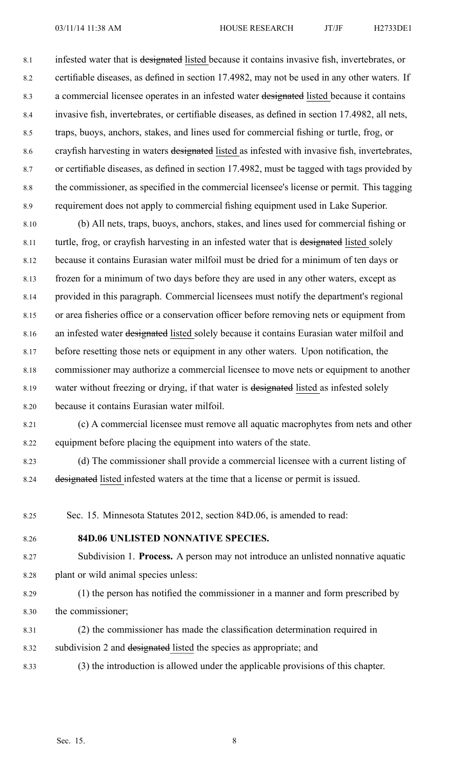infested water that is ~~designated~~ listed because it contains invasive fish, invertebrates, or certifiable diseases, as defined in section 17.4982, may not be used in any other waters. If a commercial licensee operates in an infested water ~~designated~~ listed because it contains invasive fish, invertebrates, or certifiable diseases, as defined in section 17.4982, all nets, traps, buoys, anchors, stakes, and lines used for commercial fishing or turtle, frog, or crayfish harvesting in waters ~~designated~~ listed as infested with invasive fish, invertebrates, or certifiable diseases, as defined in section 17.4982, must be tagged with tags provided by the commissioner, as specified in the commercial licensee's license or permit. This tagging requirement does not apply to commercial fishing equipment used in Lake Superior.

(b) All nets, traps, buoys, anchors, stakes, and lines used for commercial fishing or turtle, frog, or crayfish harvesting in an infested water that is ~~designated~~ listed solely because it contains Eurasian water milfoil must be dried for a minimum of ten days or frozen for a minimum of two days before they are used in any other waters, except as provided in this paragraph. Commercial licensees must notify the department's regional or area fisheries office or a conservation officer before removing nets or equipment from an infested water ~~designated~~ listed solely because it contains Eurasian water milfoil and before resetting those nets or equipment in any other waters. Upon notification, the commissioner may authorize a commercial licensee to move nets or equipment to another water without freezing or drying, if that water is ~~designated~~ listed as infested solely because it contains Eurasian water milfoil.

(c) A commercial licensee must remove all aquatic macrophytes from nets and other equipment before placing the equipment into waters of the state.

(d) The commissioner shall provide a commercial licensee with a current listing of ~~designated~~ listed infested waters at the time that a license or permit is issued.

Sec. 15. Minnesota Statutes 2012, section 84D.06, is amended to read:

**84D.06 UNLISTED NONNATIVE SPECIES.**

Subdivision 1. **Process.** A person may not introduce an unlisted nonnative aquatic plant or wild animal species unless:

(1) the person has notified the commissioner in a manner and form prescribed by the commissioner;

(2) the commissioner has made the classification determination required in subdivision 2 and ~~designated~~ listed the species as appropriate; and

(3) the introduction is allowed under the applicable provisions of this chapter.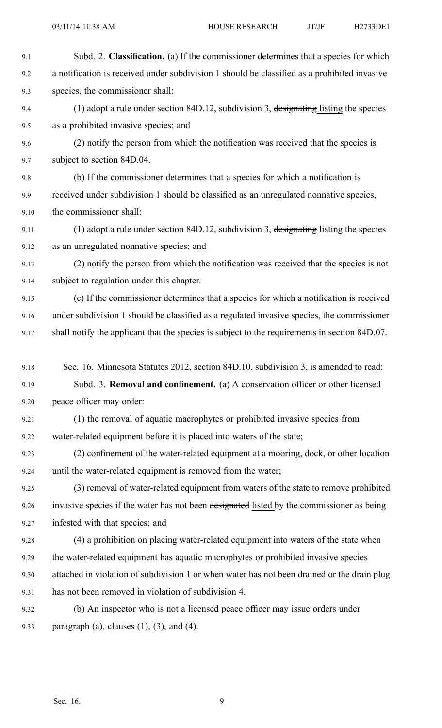Subd. 2. **Classification.** (a) If the commissioner determines that a species for which a notification is received under subdivision 1 should be classified as a prohibited invasive species, the commissioner shall:

(1) adopt a rule under section 84D.12, subdivision 3, ~~designating~~ listing the species as a prohibited invasive species; and

(2) notify the person from which the notification was received that the species is subject to section 84D.04.

(b) If the commissioner determines that a species for which a notification is received under subdivision 1 should be classified as an unregulated nonnative species, the commissioner shall:

(1) adopt a rule under section 84D.12, subdivision 3, ~~designating~~ listing the species as an unregulated nonnative species; and

(2) notify the person from which the notification was received that the species is not subject to regulation under this chapter.

(c) If the commissioner determines that a species for which a notification is received under subdivision 1 should be classified as a regulated invasive species, the commissioner shall notify the applicant that the species is subject to the requirements in section 84D.07.

Sec. 16. Minnesota Statutes 2012, section 84D.10, subdivision 3, is amended to read:

Subd. 3. **Removal and confinement.** (a) A conservation officer or other licensed peace officer may order:

(1) the removal of aquatic macrophytes or prohibited invasive species from water-related equipment before it is placed into waters of the state;

(2) confinement of the water-related equipment at a mooring, dock, or other location until the water-related equipment is removed from the water;

(3) removal of water-related equipment from waters of the state to remove prohibited invasive species if the water has not been ~~designated~~ listed by the commissioner as being infested with that species; and

(4) a prohibition on placing water-related equipment into waters of the state when the water-related equipment has aquatic macrophytes or prohibited invasive species attached in violation of subdivision 1 or when water has not been drained or the drain plug has not been removed in violation of subdivision 4.

(b) An inspector who is not a licensed peace officer may issue orders under paragraph (a), clauses (1), (3), and (4).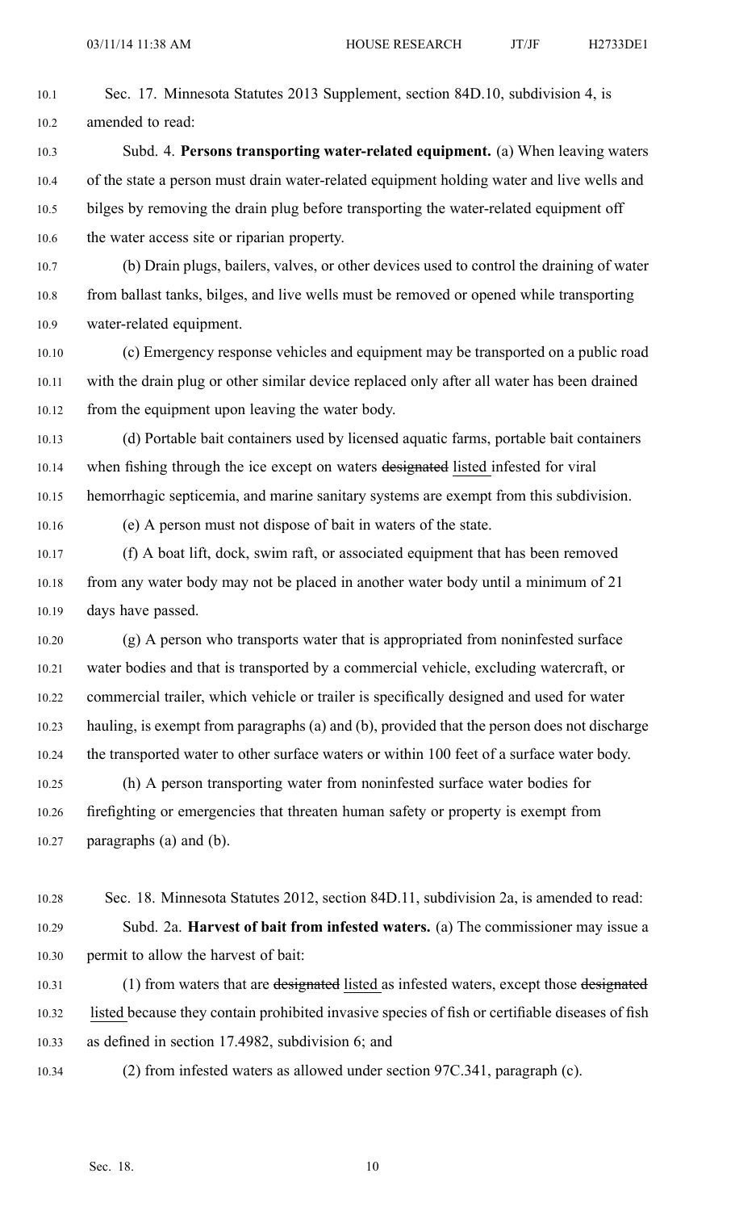Sec. 17. Minnesota Statutes 2013 Supplement, section 84D.10, subdivision 4, is amended to read:

Subd. 4. **Persons transporting water-related equipment.** (a) When leaving waters of the state a person must drain water-related equipment holding water and live wells and bilges by removing the drain plug before transporting the water-related equipment off the water access site or riparian property.

(b) Drain plugs, bailers, valves, or other devices used to control the draining of water from ballast tanks, bilges, and live wells must be removed or opened while transporting water-related equipment.

(c) Emergency response vehicles and equipment may be transported on a public road with the drain plug or other similar device replaced only after all water has been drained from the equipment upon leaving the water body.

(d) Portable bait containers used by licensed aquatic farms, portable bait containers when fishing through the ice except on waters ~~designated~~ listed infested for viral hemorrhagic septicemia, and marine sanitary systems are exempt from this subdivision.

(e) A person must not dispose of bait in waters of the state.

(f) A boat lift, dock, swim raft, or associated equipment that has been removed from any water body may not be placed in another water body until a minimum of 21 days have passed.

(g) A person who transports water that is appropriated from noninfested surface water bodies and that is transported by a commercial vehicle, excluding watercraft, or commercial trailer, which vehicle or trailer is specifically designed and used for water hauling, is exempt from paragraphs (a) and (b), provided that the person does not discharge the transported water to other surface waters or within 100 feet of a surface water body.

(h) A person transporting water from noninfested surface water bodies for firefighting or emergencies that threaten human safety or property is exempt from paragraphs (a) and (b).

Sec. 18. Minnesota Statutes 2012, section 84D.11, subdivision 2a, is amended to read:

Subd. 2a. **Harvest of bait from infested waters.** (a) The commissioner may issue a permit to allow the harvest of bait:

(1) from waters that are ~~designated~~ listed as infested waters, except those ~~designated~~ listed because they contain prohibited invasive species of fish or certifiable diseases of fish as defined in section 17.4982, subdivision 6; and

(2) from infested waters as allowed under section 97C.341, paragraph (c).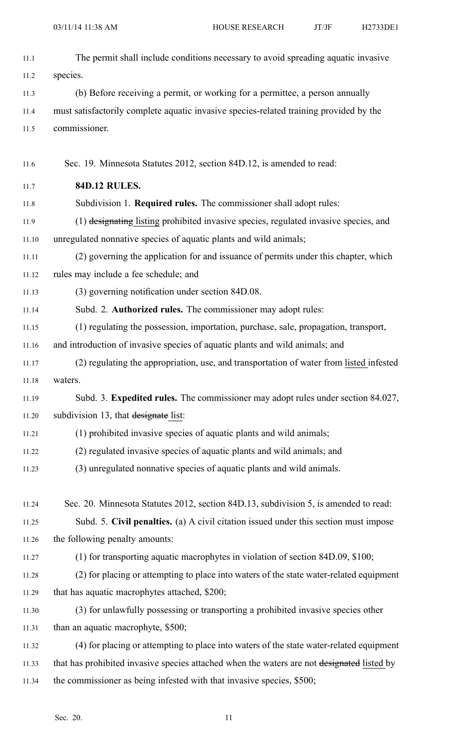The permit shall include conditions necessary to avoid spreading aquatic invasive species.

(b) Before receiving a permit, or working for a permittee, a person annually must satisfactorily complete aquatic invasive species-related training provided by the commissioner.

Sec. 19. Minnesota Statutes 2012, section 84D.12, is amended to read:

**84D.12 RULES.**

Subdivision 1. **Required rules.** The commissioner shall adopt rules:

(1) ~~designating~~ listing prohibited invasive species, regulated invasive species, and unregulated nonnative species of aquatic plants and wild animals;

(2) governing the application for and issuance of permits under this chapter, which rules may include a fee schedule; and

(3) governing notification under section 84D.08.

Subd. 2. **Authorized rules.** The commissioner may adopt rules:

(1) regulating the possession, importation, purchase, sale, propagation, transport, and introduction of invasive species of aquatic plants and wild animals; and

(2) regulating the appropriation, use, and transportation of water from listed infested waters.

Subd. 3. **Expedited rules.** The commissioner may adopt rules under section 84.027, subdivision 13, that ~~designate~~ list:

(1) prohibited invasive species of aquatic plants and wild animals;

(2) regulated invasive species of aquatic plants and wild animals; and

(3) unregulated nonnative species of aquatic plants and wild animals.

Sec. 20. Minnesota Statutes 2012, section 84D.13, subdivision 5, is amended to read:

Subd. 5. **Civil penalties.** (a) A civil citation issued under this section must impose the following penalty amounts:

(1) for transporting aquatic macrophytes in violation of section 84D.09, $100;

(2) for placing or attempting to place into waters of the state water-related equipment that has aquatic macrophytes attached, $200;

(3) for unlawfully possessing or transporting a prohibited invasive species other than an aquatic macrophyte, $500;

(4) for placing or attempting to place into waters of the state water-related equipment that has prohibited invasive species attached when the waters are not ~~designated~~ listed by the commissioner as being infested with that invasive species, $500;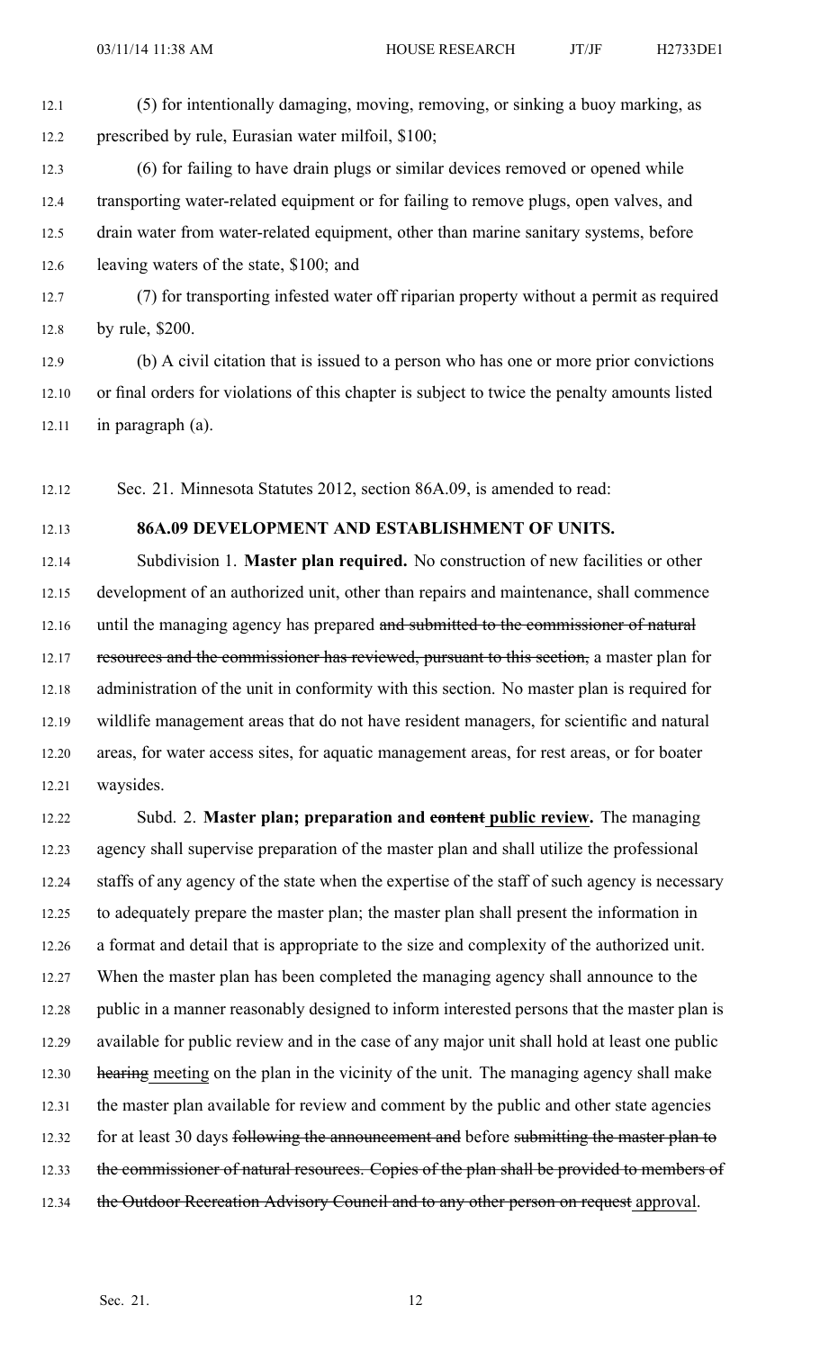(5) for intentionally damaging, moving, removing, or sinking a buoy marking, as prescribed by rule, Eurasian water milfoil, $100;

(6) for failing to have drain plugs or similar devices removed or opened while transporting water-related equipment or for failing to remove plugs, open valves, and drain water from water-related equipment, other than marine sanitary systems, before leaving waters of the state, $100; and

(7) for transporting infested water off riparian property without a permit as required by rule, $200.

(b) A civil citation that is issued to a person who has one or more prior convictions or final orders for violations of this chapter is subject to twice the penalty amounts listed in paragraph (a).

Sec. 21. Minnesota Statutes 2012, section 86A.09, is amended to read:

**86A.09 DEVELOPMENT AND ESTABLISHMENT OF UNITS.**

Subdivision 1. **Master plan required.** No construction of new facilities or other development of an authorized unit, other than repairs and maintenance, shall commence until the managing agency has prepared ~~and submitted to the commissioner of natural resources and the commissioner has reviewed, pursuant to this section,~~ a master plan for administration of the unit in conformity with this section. No master plan is required for wildlife management areas that do not have resident managers, for scientific and natural areas, for water access sites, for aquatic management areas, for rest areas, or for boater waysides.

Subd. 2. **Master plan; preparation and ~~content~~ public review.** The managing agency shall supervise preparation of the master plan and shall utilize the professional staffs of any agency of the state when the expertise of the staff of such agency is necessary to adequately prepare the master plan; the master plan shall present the information in a format and detail that is appropriate to the size and complexity of the authorized unit. When the master plan has been completed the managing agency shall announce to the public in a manner reasonably designed to inform interested persons that the master plan is available for public review and in the case of any major unit shall hold at least one public ~~hearing~~ meeting on the plan in the vicinity of the unit. The managing agency shall make the master plan available for review and comment by the public and other state agencies for at least 30 days ~~following the announcement and~~ before ~~submitting the master plan to the commissioner of natural resources. Copies of the plan shall be provided to members of the Outdoor Recreation Advisory Council and to any other person on request~~ approval.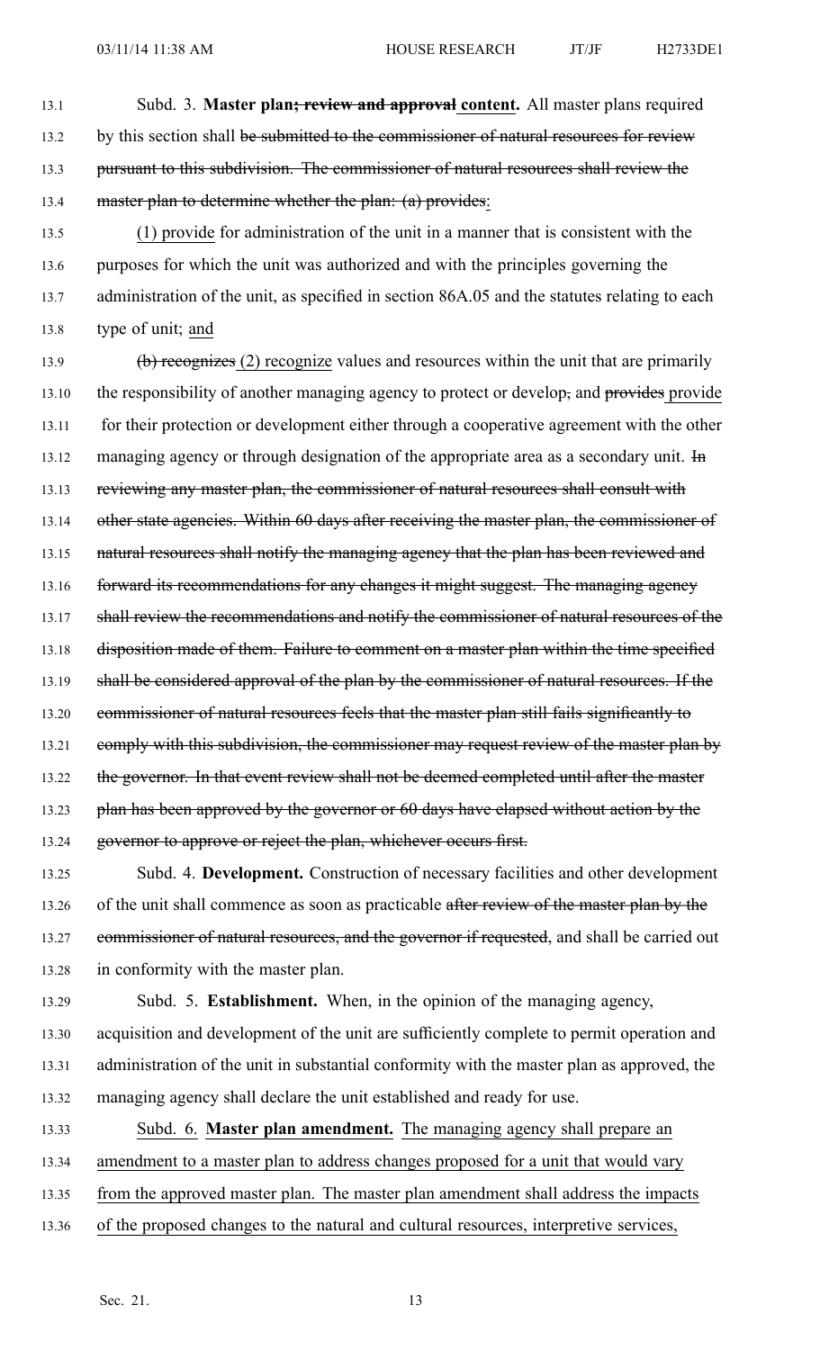Subd. 3. **Master plan~~; review and approval~~ content.** All master plans required by this section shall ~~be submitted to the commissioner of natural resources for review pursuant to this subdivision. The commissioner of natural resources shall review the master plan to determine whether the plan: (a) provides~~:

(1) provide for administration of the unit in a manner that is consistent with the purposes for which the unit was authorized and with the principles governing the administration of the unit, as specified in section 86A.05 and the statutes relating to each type of unit; and

~~(b) recognizes~~ (2) recognize values and resources within the unit that are primarily the responsibility of another managing agency to protect or develop~~,~~ and ~~provides~~ provide for their protection or development either through a cooperative agreement with the other managing agency or through designation of the appropriate area as a secondary unit. ~~In reviewing any master plan, the commissioner of natural resources shall consult with other state agencies. Within 60 days after receiving the master plan, the commissioner of natural resources shall notify the managing agency that the plan has been reviewed and forward its recommendations for any changes it might suggest. The managing agency shall review the recommendations and notify the commissioner of natural resources of the disposition made of them. Failure to comment on a master plan within the time specified shall be considered approval of the plan by the commissioner of natural resources. If the commissioner of natural resources feels that the master plan still fails significantly to comply with this subdivision, the commissioner may request review of the master plan by the governor. In that event review shall not be deemed completed until after the master plan has been approved by the governor or 60 days have elapsed without action by the governor to approve or reject the plan, whichever occurs first.~~

Subd. 4. **Development.** Construction of necessary facilities and other development of the unit shall commence as soon as practicable ~~after review of the master plan by the commissioner of natural resources, and the governor if requested~~, and shall be carried out in conformity with the master plan.

Subd. 5. **Establishment.** When, in the opinion of the managing agency, acquisition and development of the unit are sufficiently complete to permit operation and administration of the unit in substantial conformity with the master plan as approved, the managing agency shall declare the unit established and ready for use.

Subd. 6. **Master plan amendment.** The managing agency shall prepare an amendment to a master plan to address changes proposed for a unit that would vary from the approved master plan. The master plan amendment shall address the impacts of the proposed changes to the natural and cultural resources, interpretive services,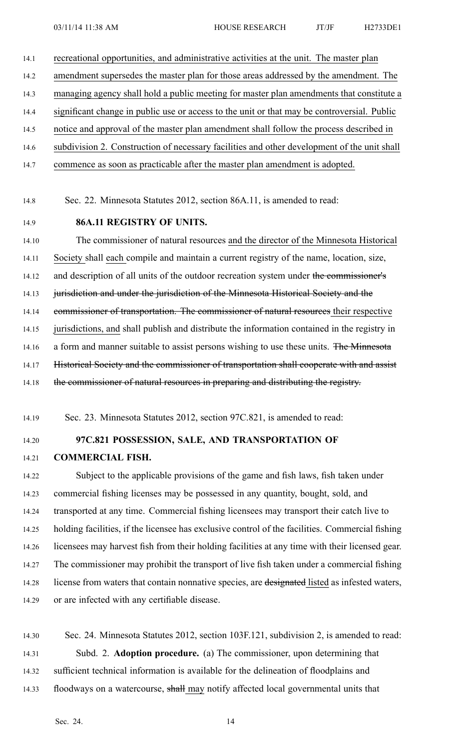recreational opportunities, and administrative activities at the unit. The master plan amendment supersedes the master plan for those areas addressed by the amendment. The managing agency shall hold a public meeting for master plan amendments that constitute a significant change in public use or access to the unit or that may be controversial. Public notice and approval of the master plan amendment shall follow the process described in subdivision 2. Construction of necessary facilities and other development of the unit shall commence as soon as practicable after the master plan amendment is adopted.

Sec. 22. Minnesota Statutes 2012, section 86A.11, is amended to read:

**86A.11 REGISTRY OF UNITS.**

The commissioner of natural resources and the director of the Minnesota Historical Society shall each compile and maintain a current registry of the name, location, size, and description of all units of the outdoor recreation system under ~~the commissioner's jurisdiction and under the jurisdiction of the Minnesota Historical Society and the commissioner of transportation. The commissioner of natural resources~~ their respective jurisdictions, and shall publish and distribute the information contained in the registry in a form and manner suitable to assist persons wishing to use these units. ~~The Minnesota Historical Society and the commissioner of transportation shall cooperate with and assist the commissioner of natural resources in preparing and distributing the registry.~~

Sec. 23. Minnesota Statutes 2012, section 97C.821, is amended to read:

**97C.821 POSSESSION, SALE, AND TRANSPORTATION OF COMMERCIAL FISH.**

Subject to the applicable provisions of the game and fish laws, fish taken under commercial fishing licenses may be possessed in any quantity, bought, sold, and transported at any time. Commercial fishing licensees may transport their catch live to holding facilities, if the licensee has exclusive control of the facilities. Commercial fishing licensees may harvest fish from their holding facilities at any time with their licensed gear. The commissioner may prohibit the transport of live fish taken under a commercial fishing license from waters that contain nonnative species, are ~~designated~~ listed as infested waters, or are infected with any certifiable disease.

Sec. 24. Minnesota Statutes 2012, section 103F.121, subdivision 2, is amended to read:

Subd. 2. **Adoption procedure.** (a) The commissioner, upon determining that sufficient technical information is available for the delineation of floodplains and floodways on a watercourse, ~~shall~~ may notify affected local governmental units that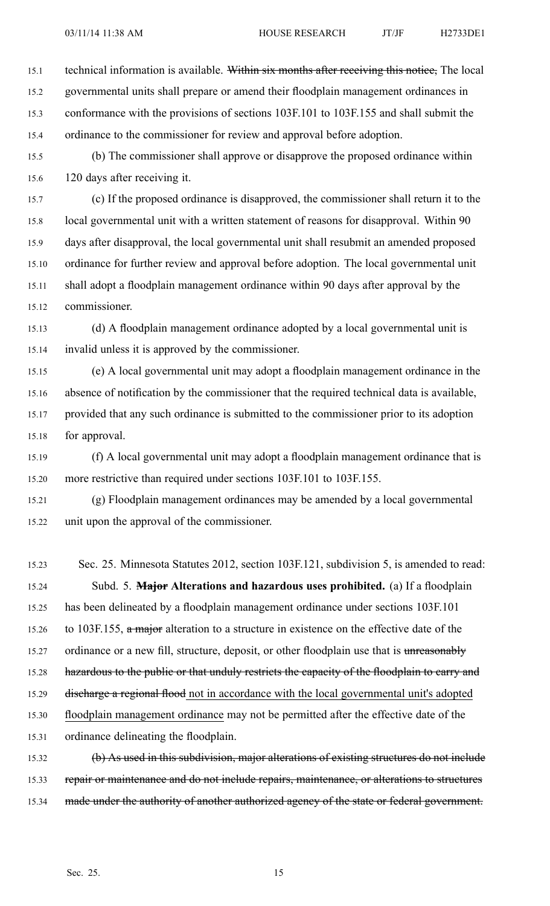technical information is available. ~~Within six months after receiving this notice,~~ The local governmental units shall prepare or amend their floodplain management ordinances in conformance with the provisions of sections 103F.101 to 103F.155 and shall submit the ordinance to the commissioner for review and approval before adoption.

(b) The commissioner shall approve or disapprove the proposed ordinance within 120 days after receiving it.

(c) If the proposed ordinance is disapproved, the commissioner shall return it to the local governmental unit with a written statement of reasons for disapproval. Within 90 days after disapproval, the local governmental unit shall resubmit an amended proposed ordinance for further review and approval before adoption. The local governmental unit shall adopt a floodplain management ordinance within 90 days after approval by the commissioner.

(d) A floodplain management ordinance adopted by a local governmental unit is invalid unless it is approved by the commissioner.

(e) A local governmental unit may adopt a floodplain management ordinance in the absence of notification by the commissioner that the required technical data is available, provided that any such ordinance is submitted to the commissioner prior to its adoption for approval.

(f) A local governmental unit may adopt a floodplain management ordinance that is more restrictive than required under sections 103F.101 to 103F.155.

(g) Floodplain management ordinances may be amended by a local governmental unit upon the approval of the commissioner.

Sec. 25. Minnesota Statutes 2012, section 103F.121, subdivision 5, is amended to read:

Subd. 5. **~~Major~~ Alterations and hazardous uses prohibited.** (a) If a floodplain has been delineated by a floodplain management ordinance under sections 103F.101 to 103F.155, ~~a major~~ alteration to a structure in existence on the effective date of the ordinance or a new fill, structure, deposit, or other floodplain use that is ~~unreasonably hazardous to the public or that unduly restricts the capacity of the floodplain to carry and discharge a regional flood~~ <u>not in accordance with the local governmental unit's adopted floodplain management ordinance</u> may not be permitted after the effective date of the ordinance delineating the floodplain.

~~(b) As used in this subdivision, major alterations of existing structures do not include repair or maintenance and do not include repairs, maintenance, or alterations to structures made under the authority of another authorized agency of the state or federal government.~~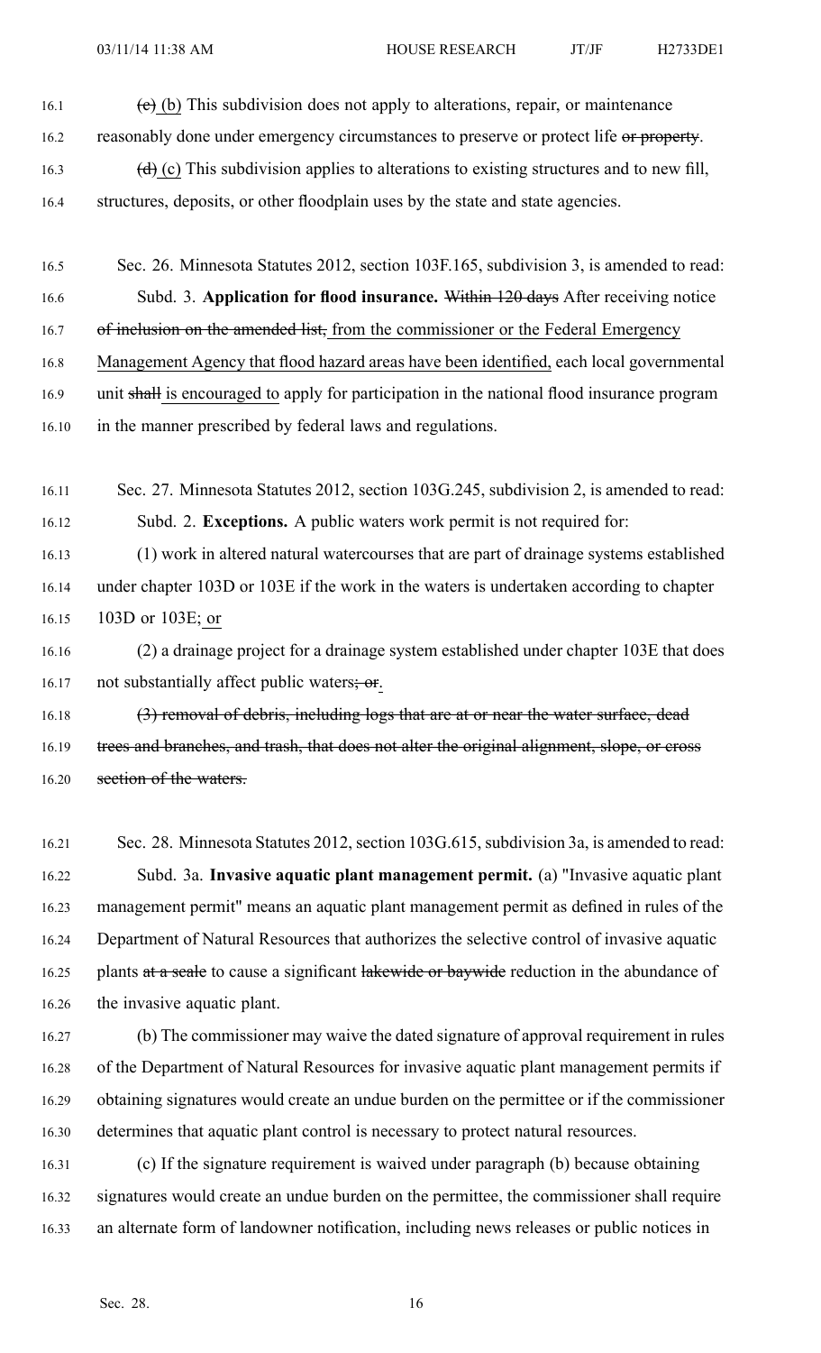~~(c)~~ (b) This subdivision does not apply to alterations, repair, or maintenance reasonably done under emergency circumstances to preserve or protect life ~~or property~~.

~~(d)~~ (c) This subdivision applies to alterations to existing structures and to new fill, structures, deposits, or other floodplain uses by the state and state agencies.

Sec. 26. Minnesota Statutes 2012, section 103F.165, subdivision 3, is amended to read:

Subd. 3. **Application for flood insurance.** ~~Within 120 days~~ After receiving notice ~~of inclusion on the amended list,~~ from the commissioner or the Federal Emergency Management Agency that flood hazard areas have been identified, each local governmental unit ~~shall~~ is encouraged to apply for participation in the national flood insurance program in the manner prescribed by federal laws and regulations.

Sec. 27. Minnesota Statutes 2012, section 103G.245, subdivision 2, is amended to read:

Subd. 2. **Exceptions.** A public waters work permit is not required for:

(1) work in altered natural watercourses that are part of drainage systems established under chapter 103D or 103E if the work in the waters is undertaken according to chapter 103D or 103E; or

(2) a drainage project for a drainage system established under chapter 103E that does not substantially affect public waters~~; or~~.

~~(3) removal of debris, including logs that are at or near the water surface, dead trees and branches, and trash, that does not alter the original alignment, slope, or cross section of the waters.~~

Sec. 28. Minnesota Statutes 2012, section 103G.615, subdivision 3a, is amended to read:

Subd. 3a. **Invasive aquatic plant management permit.** (a) "Invasive aquatic plant management permit" means an aquatic plant management permit as defined in rules of the Department of Natural Resources that authorizes the selective control of invasive aquatic plants ~~at a scale~~ to cause a significant ~~lakewide or baywide~~ reduction in the abundance of the invasive aquatic plant.

(b) The commissioner may waive the dated signature of approval requirement in rules of the Department of Natural Resources for invasive aquatic plant management permits if obtaining signatures would create an undue burden on the permittee or if the commissioner determines that aquatic plant control is necessary to protect natural resources.

(c) If the signature requirement is waived under paragraph (b) because obtaining signatures would create an undue burden on the permittee, the commissioner shall require an alternate form of landowner notification, including news releases or public notices in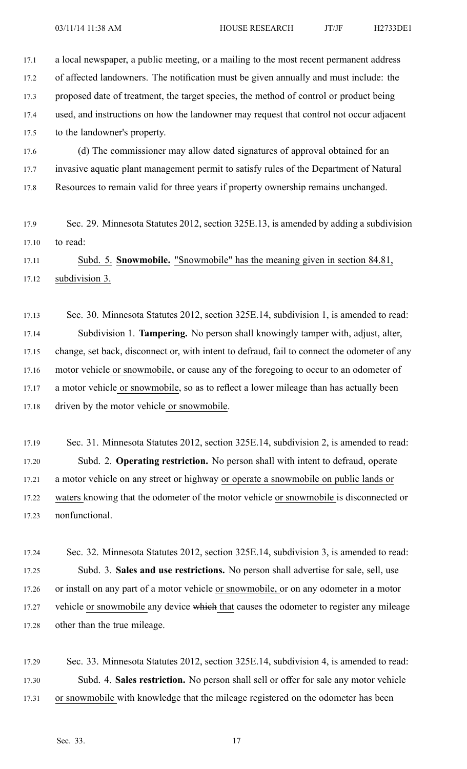a local newspaper, a public meeting, or a mailing to the most recent permanent address of affected landowners. The notification must be given annually and must include: the proposed date of treatment, the target species, the method of control or product being used, and instructions on how the landowner may request that control not occur adjacent to the landowner's property.

(d) The commissioner may allow dated signatures of approval obtained for an invasive aquatic plant management permit to satisfy rules of the Department of Natural Resources to remain valid for three years if property ownership remains unchanged.

Sec. 29. Minnesota Statutes 2012, section 325E.13, is amended by adding a subdivision to read:

Subd. 5. **Snowmobile.** "Snowmobile" has the meaning given in section 84.81, subdivision 3.

Sec. 30. Minnesota Statutes 2012, section 325E.14, subdivision 1, is amended to read:

Subdivision 1. **Tampering.** No person shall knowingly tamper with, adjust, alter, change, set back, disconnect or, with intent to defraud, fail to connect the odometer of any motor vehicle or snowmobile, or cause any of the foregoing to occur to an odometer of a motor vehicle or snowmobile, so as to reflect a lower mileage than has actually been driven by the motor vehicle or snowmobile.

Sec. 31. Minnesota Statutes 2012, section 325E.14, subdivision 2, is amended to read:

Subd. 2. **Operating restriction.** No person shall with intent to defraud, operate a motor vehicle on any street or highway or operate a snowmobile on public lands or waters knowing that the odometer of the motor vehicle or snowmobile is disconnected or nonfunctional.

Sec. 32. Minnesota Statutes 2012, section 325E.14, subdivision 3, is amended to read:

Subd. 3. **Sales and use restrictions.** No person shall advertise for sale, sell, use or install on any part of a motor vehicle or snowmobile, or on any odometer in a motor vehicle or snowmobile any device ~~which~~ that causes the odometer to register any mileage other than the true mileage.

Sec. 33. Minnesota Statutes 2012, section 325E.14, subdivision 4, is amended to read:

Subd. 4. **Sales restriction.** No person shall sell or offer for sale any motor vehicle or snowmobile with knowledge that the mileage registered on the odometer has been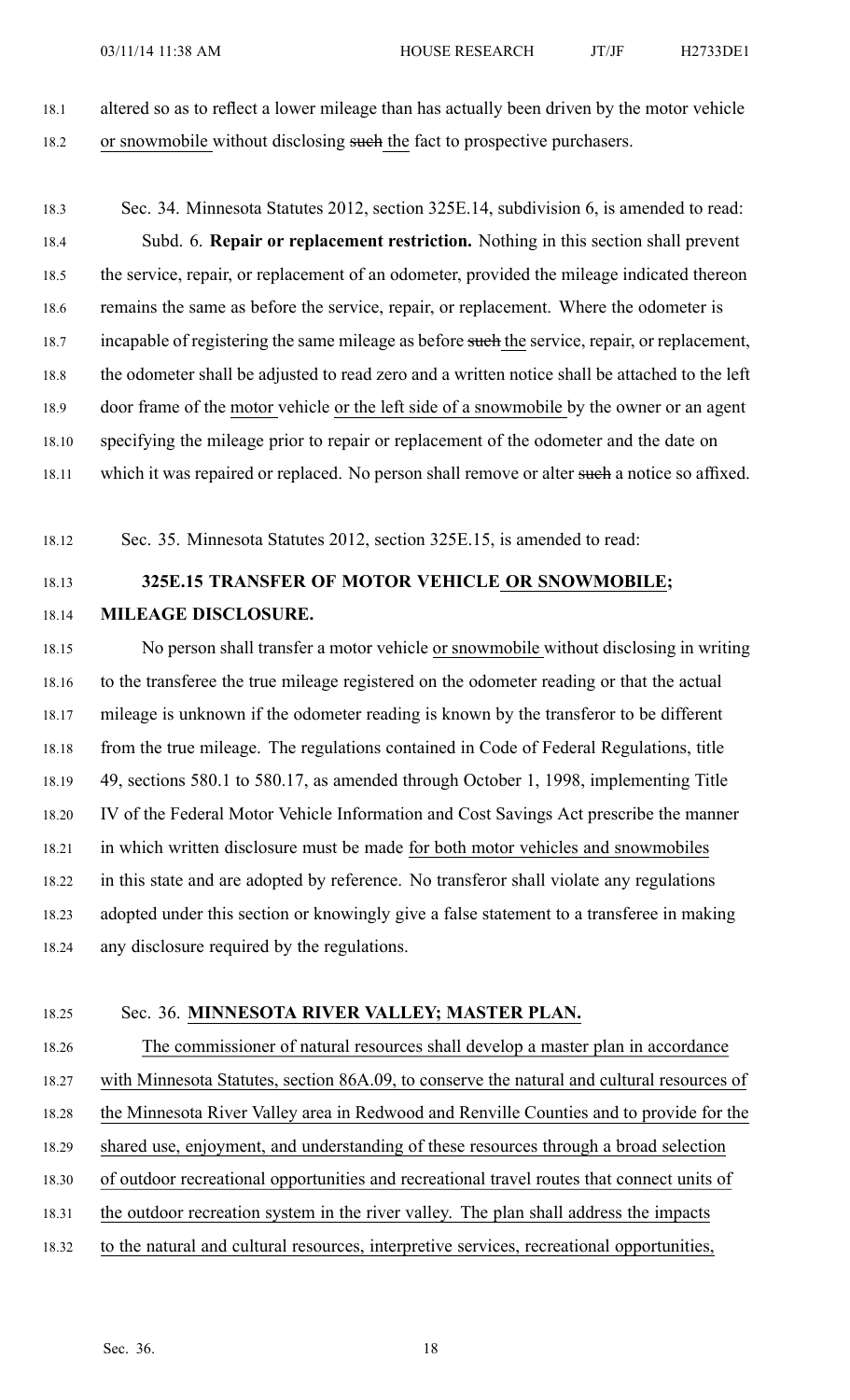altered so as to reflect a lower mileage than has actually been driven by the motor vehicle or snowmobile without disclosing ~~such~~ the fact to prospective purchasers.

Sec. 34. Minnesota Statutes 2012, section 325E.14, subdivision 6, is amended to read:

Subd. 6. **Repair or replacement restriction.** Nothing in this section shall prevent the service, repair, or replacement of an odometer, provided the mileage indicated thereon remains the same as before the service, repair, or replacement. Where the odometer is incapable of registering the same mileage as before ~~such~~ the service, repair, or replacement, the odometer shall be adjusted to read zero and a written notice shall be attached to the left door frame of the motor vehicle or the left side of a snowmobile by the owner or an agent specifying the mileage prior to repair or replacement of the odometer and the date on which it was repaired or replaced. No person shall remove or alter ~~such~~ a notice so affixed.

Sec. 35. Minnesota Statutes 2012, section 325E.15, is amended to read:

**325E.15 TRANSFER OF MOTOR VEHICLE OR SNOWMOBILE; MILEAGE DISCLOSURE.**

No person shall transfer a motor vehicle or snowmobile without disclosing in writing to the transferee the true mileage registered on the odometer reading or that the actual mileage is unknown if the odometer reading is known by the transferor to be different from the true mileage. The regulations contained in Code of Federal Regulations, title 49, sections 580.1 to 580.17, as amended through October 1, 1998, implementing Title IV of the Federal Motor Vehicle Information and Cost Savings Act prescribe the manner in which written disclosure must be made for both motor vehicles and snowmobiles in this state and are adopted by reference. No transferor shall violate any regulations adopted under this section or knowingly give a false statement to a transferee in making any disclosure required by the regulations.

Sec. 36. **MINNESOTA RIVER VALLEY; MASTER PLAN.**

The commissioner of natural resources shall develop a master plan in accordance with Minnesota Statutes, section 86A.09, to conserve the natural and cultural resources of the Minnesota River Valley area in Redwood and Renville Counties and to provide for the shared use, enjoyment, and understanding of these resources through a broad selection of outdoor recreational opportunities and recreational travel routes that connect units of the outdoor recreation system in the river valley. The plan shall address the impacts to the natural and cultural resources, interpretive services, recreational opportunities,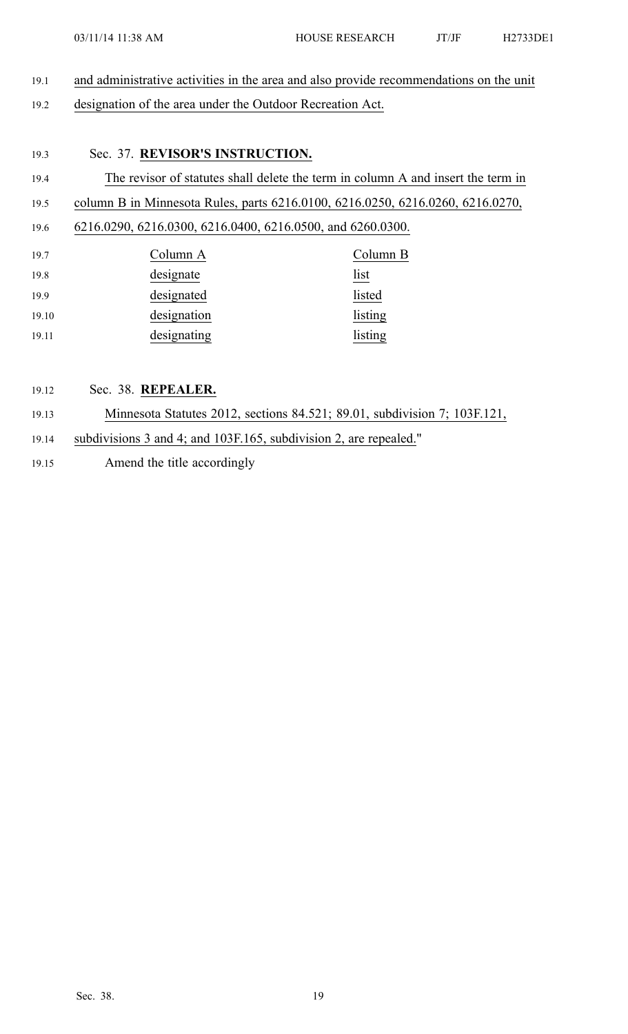and administrative activities in the area and also provide recommendations on the unit designation of the area under the Outdoor Recreation Act.

Sec. 37. **REVISOR'S INSTRUCTION.**

The revisor of statutes shall delete the term in column A and insert the term in column B in Minnesota Rules, parts 6216.0100, 6216.0250, 6216.0260, 6216.0270, 6216.0290, 6216.0300, 6216.0400, 6216.0500, and 6260.0300.

| Column A | Column B |
|---|---|
| designate | list |
| designated | listed |
| designation | listing |
| designating | listing |

Sec. 38. **REPEALER.**

Minnesota Statutes 2012, sections 84.521; 89.01, subdivision 7; 103F.121, subdivisions 3 and 4; and 103F.165, subdivision 2, are repealed."

Amend the title accordingly